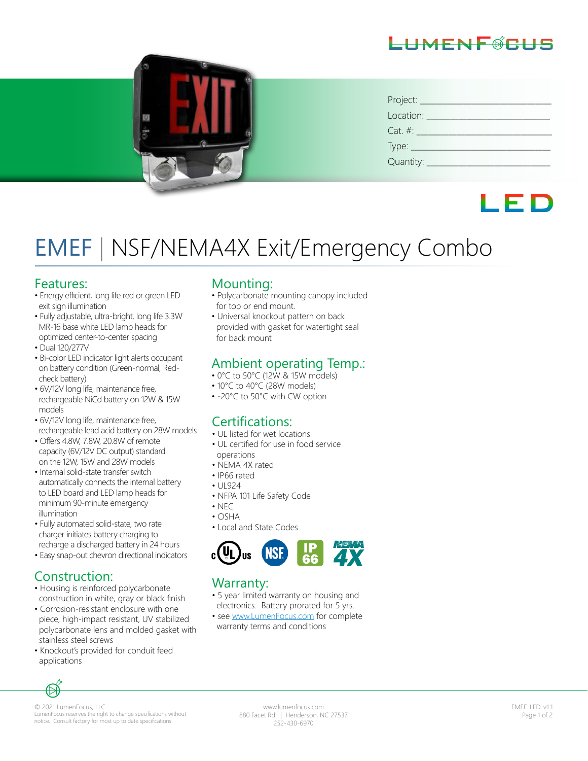LUMENFOCUS

Project: ______________________________

Location: ______________________________

Cat. #: ______________________________

Type: ______________________________

Quantity: ______________________________

LED

# EMEF | NSF/NEMA4X Exit/Emergency Combo

## Features:

- Energy efficient, long life red or green LED exit sign illumination
- Fully adjustable, ultra-bright, long life 3.3W MR-16 base white LED lamp heads for optimized center-to-center spacing
- Dual 120/277V
- Bi-color LED indicator light alerts occupant on battery condition (Green-normal, Red-check battery)
- 6V/12V long life, maintenance free, rechargeable NiCd battery on 12W & 15W models
- 6V/12V long life, maintenance free, rechargeable lead acid battery on 28W models
- Offers 4.8W, 7.8W, 20.8W of remote capacity (6V/12V DC output) standard on the 12W, 15W and 28W models
- Internal solid-state transfer switch automatically connects the internal battery to LED board and LED lamp heads for minimum 90-minute emergency illumination
- Fully automated solid-state, two rate charger initiates battery charging to recharge a discharged battery in 24 hours
- Easy snap-out chevron directional indicators

## Construction:

- Housing is reinforced polycarbonate construction in white, gray or black finish
- Corrosion-resistant enclosure with one piece, high-impact resistant, UV stabilized polycarbonate lens and molded gasket with stainless steel screws
- Knockout's provided for conduit feed applications

## Mounting:

- Polycarbonate mounting canopy included for top or end mount.
- Universal knockout pattern on back provided with gasket for watertight seal for back mount

## Ambient operating Temp.:

- 0°C to 50°C (12W & 15W models)
- 10°C to 40°C (28W models)
- -20°C to 50°C with CW option

## Certifications:

- UL listed for wet locations
- UL certified for use in food service operations
- NEMA 4X rated
- IP66 rated
- UL924
- NFPA 101 Life Safety Code
- NEC
- OSHA
- Local and State Codes

c UL us NSF IP 66 NEMA 4X

## Warranty:

- 5 year limited warranty on housing and electronics. Battery prorated for 5 yrs.
- see www.LumenFocus.com for complete warranty terms and conditions

© 2021 LumenFocus, LLC.
LumenFocus reserves the right to change specifications without notice. Consult factory for most up to date specifications.

www.lumenfocus.com
880 Facet Rd. | Henderson, NC 27537
252-430-6970

EMEF_LED_v1.1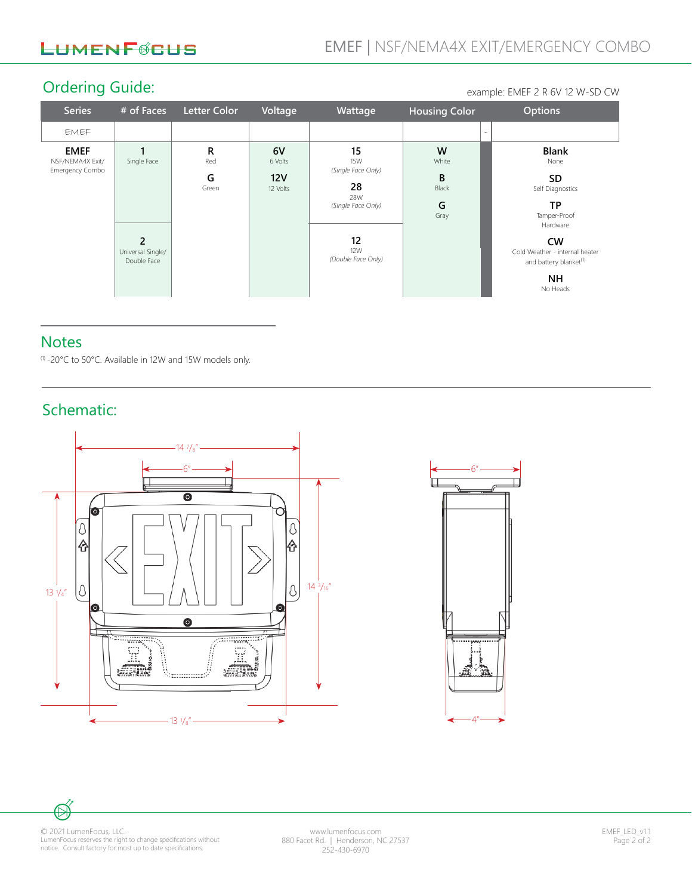## Ordering Guide:

example: EMEF 2 R 6V 12 W-SD CW

| Series | # of Faces | Letter Color | Voltage | Wattage | Housing Color | | Options |
|---|---|---|---|---|---|---|---|
| EMEF | | | | | | - | |
| **EMEF** NSF/NEMA4X Exit/ Emergency Combo | **1** Single Face | **R** Red<br>**G** Green | **6V** 6 Volts<br>**12V** 12 Volts | **15** 15W *(Single Face Only)*<br>**28** 28W *(Single Face Only)* | **W** White<br>**B** Black<br>**G** Gray | | **Blank** None<br>**SD** Self Diagnostics<br>**TP** Tamper-Proof Hardware<br>**CW** Cold Weather - internal heater and battery blanket[1]<br>**NH** No Heads |
| | **2** Universal Single/ Double Face | | | **12** 12W *(Double Face Only)* | | | |

## Notes

[1] -20°C to 50°C. Available in 12W and 15W models only.

## Schematic:

14 7/8"
6"
13 1/4"
14 3/16"
13 1/8"
EXIT
6"
4"

© 2021 LumenFocus, LLC.
LumenFocus reserves the right to change specifications without notice. Consult factory for most up to date specifications.

www.lumenfocus.com
880 Facet Rd. | Henderson, NC 27537
252-430-6970

EMEF_LED_v1.1